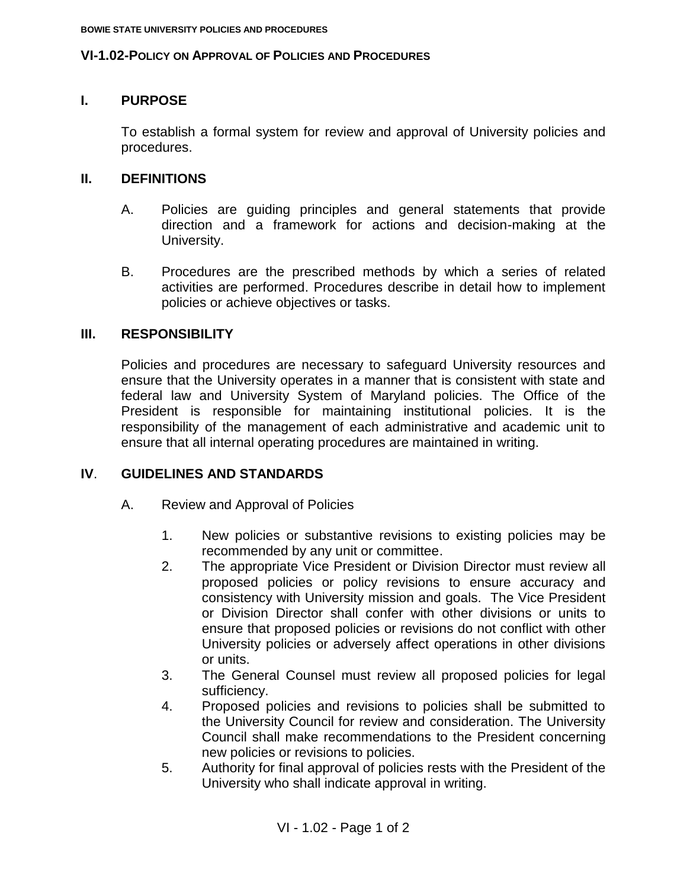BOWIE STATE UNIVERSITY POLICIES AND PROCEDURES

# VI-1.02-POLICY ON APPROVAL OF POLICIES AND PROCEDURES

## I. PURPOSE

To establish a formal system for review and approval of University policies and procedures.

## II. DEFINITIONS

A. Policies are guiding principles and general statements that provide direction and a framework for actions and decision-making at the University.

B. Procedures are the prescribed methods by which a series of related activities are performed. Procedures describe in detail how to implement policies or achieve objectives or tasks.

## III. RESPONSIBILITY

Policies and procedures are necessary to safeguard University resources and ensure that the University operates in a manner that is consistent with state and federal law and University System of Maryland policies. The Office of the President is responsible for maintaining institutional policies. It is the responsibility of the management of each administrative and academic unit to ensure that all internal operating procedures are maintained in writing.

## IV. GUIDELINES AND STANDARDS

A. Review and Approval of Policies

1. New policies or substantive revisions to existing policies may be recommended by any unit or committee.
2. The appropriate Vice President or Division Director must review all proposed policies or policy revisions to ensure accuracy and consistency with University mission and goals. The Vice President or Division Director shall confer with other divisions or units to ensure that proposed policies or revisions do not conflict with other University policies or adversely affect operations in other divisions or units.
3. The General Counsel must review all proposed policies for legal sufficiency.
4. Proposed policies and revisions to policies shall be submitted to the University Council for review and consideration. The University Council shall make recommendations to the President concerning new policies or revisions to policies.
5. Authority for final approval of policies rests with the President of the University who shall indicate approval in writing.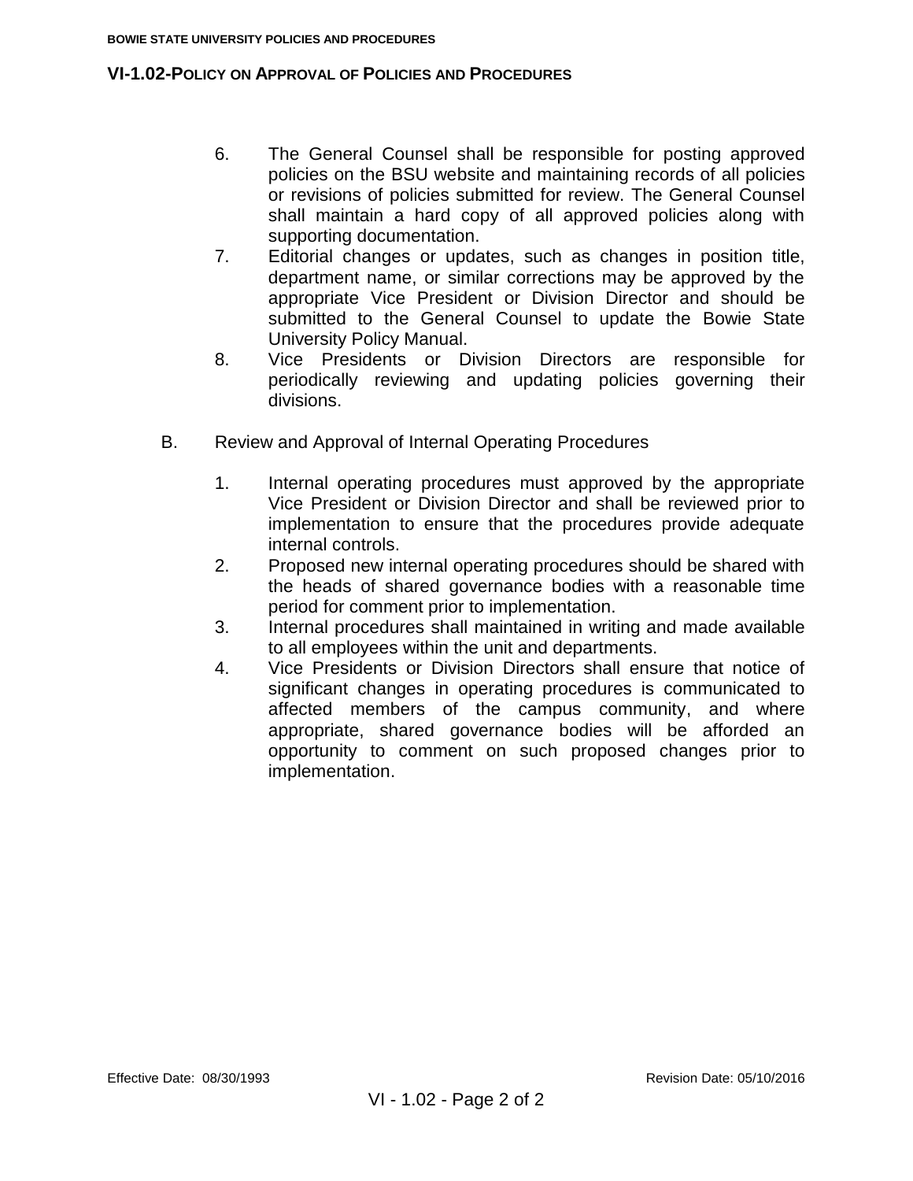6. The General Counsel shall be responsible for posting approved policies on the BSU website and maintaining records of all policies or revisions of policies submitted for review. The General Counsel shall maintain a hard copy of all approved policies along with supporting documentation.
7. Editorial changes or updates, such as changes in position title, department name, or similar corrections may be approved by the appropriate Vice President or Division Director and should be submitted to the General Counsel to update the Bowie State University Policy Manual.
8. Vice Presidents or Division Directors are responsible for periodically reviewing and updating policies governing their divisions.

B. Review and Approval of Internal Operating Procedures

1. Internal operating procedures must approved by the appropriate Vice President or Division Director and shall be reviewed prior to implementation to ensure that the procedures provide adequate internal controls.
2. Proposed new internal operating procedures should be shared with the heads of shared governance bodies with a reasonable time period for comment prior to implementation.
3. Internal procedures shall maintained in writing and made available to all employees within the unit and departments.
4. Vice Presidents or Division Directors shall ensure that notice of significant changes in operating procedures is communicated to affected members of the campus community, and where appropriate, shared governance bodies will be afforded an opportunity to comment on such proposed changes prior to implementation.

Effective Date: 08/30/1993 Revision Date: 05/10/2016